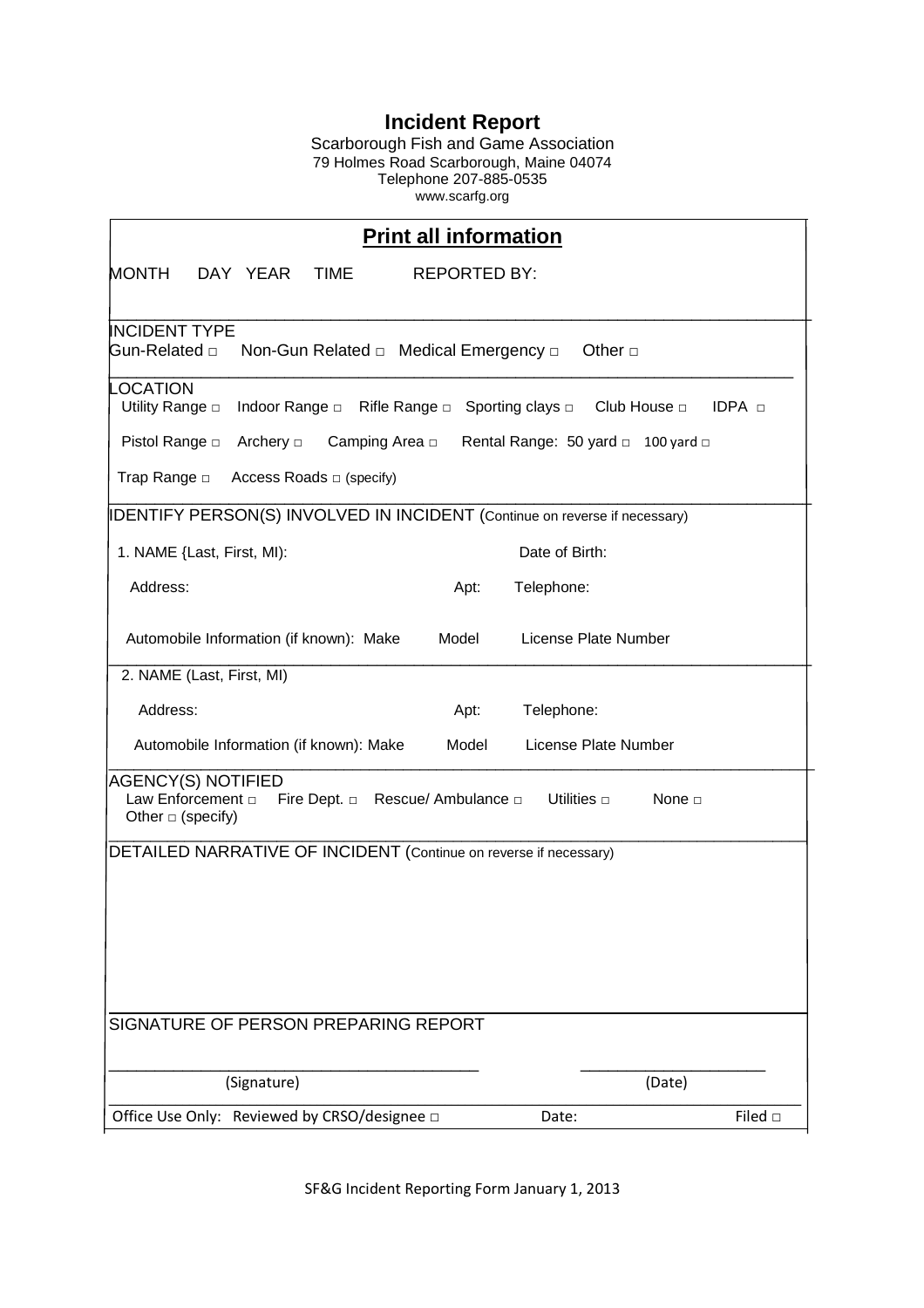# Incident Report

Scarborough Fish and Game Association
79 Holmes Road Scarborough, Maine 04074
Telephone 207-885-0535
www.scarfg.org

## **Print all information**

MONTH DAY YEAR TIME REPORTED BY:

---

INCIDENT TYPE

Gun-Related □ Non-Gun Related □ Medical Emergency □ Other □

---

LOCATION

Utility Range □ Indoor Range □ Rifle Range □ Sporting clays □ Club House □ IDPA □

Pistol Range □ Archery □ Camping Area □ Rental Range: 50 yard □ 100 yard □

Trap Range □ Access Roads □ (specify)

---

IDENTIFY PERSON(S) INVOLVED IN INCIDENT (Continue on reverse if necessary)

1. NAME {Last, First, MI): Date of Birth:

Address: Apt: Telephone:

Automobile Information (if known): Make Model License Plate Number

2. NAME (Last, First, MI)

Address: Apt: Telephone:

Automobile Information (if known): Make Model License Plate Number

---

AGENCY(S) NOTIFIED

Law Enforcement □ Fire Dept. □ Rescue/ Ambulance □ Utilities □ None □
Other □ (specify)

---

DETAILED NARRATIVE OF INCIDENT (Continue on reverse if necessary)

---

SIGNATURE OF PERSON PREPARING REPORT

\_\_\_\_\_\_\_\_\_\_\_\_\_\_\_\_\_\_\_\_\_\_\_\_\_\_\_\_\_\_\_\_\_\_\_\_\_\_\_ \_\_\_\_\_\_\_\_\_\_\_\_\_\_\_\_\_\_\_\_
(Signature) (Date)

Office Use Only: Reviewed by CRSO/designee □ Date: Filed □

SF&G Incident Reporting Form January 1, 2013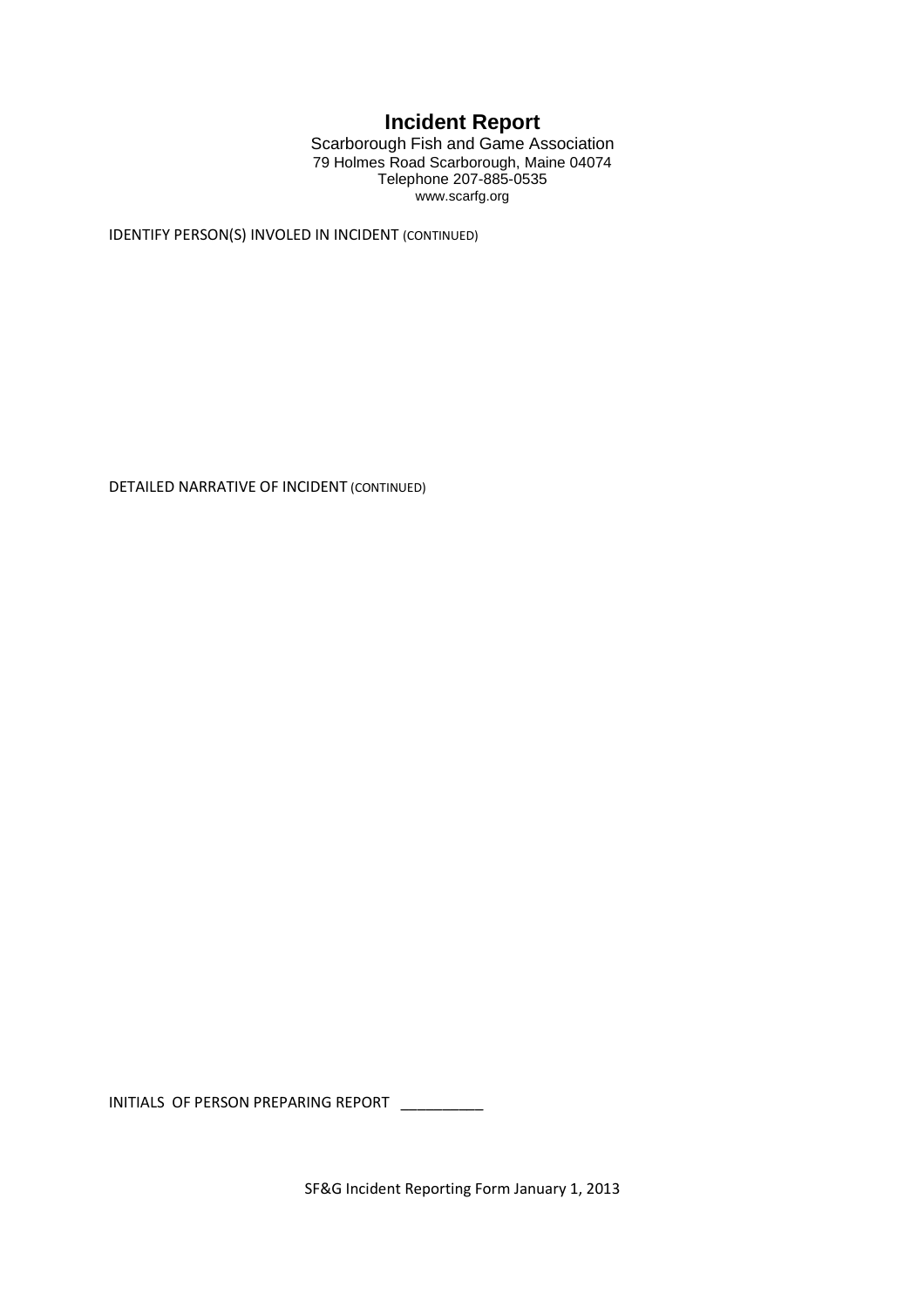# Incident Report

Scarborough Fish and Game Association
79 Holmes Road Scarborough, Maine 04074
Telephone 207-885-0535
www.scarfg.org

IDENTIFY PERSON(S) INVOLED IN INCIDENT (CONTINUED)

DETAILED NARRATIVE OF INCIDENT (CONTINUED)

INITIALS OF PERSON PREPARING REPORT __________

SF&G Incident Reporting Form January 1, 2013